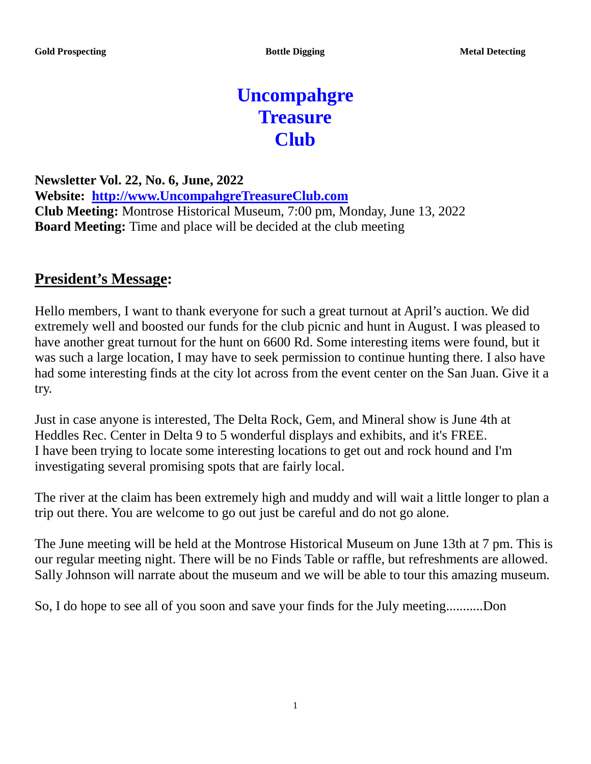**Gold Prospecting** **Bottle Digging** **Metal Detecting**

# Uncompahgre Treasure Club

**Newsletter Vol. 22, No. 6, June, 2022**
**Website: [http://www.UncompahgreTreasureClub.com](http://www.UncompahgreTreasureClub.com)**
**Club Meeting:** Montrose Historical Museum, 7:00 pm, Monday, June 13, 2022
**Board Meeting:** Time and place will be decided at the club meeting

## President's Message:

Hello members, I want to thank everyone for such a great turnout at April's auction. We did extremely well and boosted our funds for the club picnic and hunt in August. I was pleased to have another great turnout for the hunt on 6600 Rd. Some interesting items were found, but it was such a large location, I may have to seek permission to continue hunting there. I also have had some interesting finds at the city lot across from the event center on the San Juan. Give it a try.

Just in case anyone is interested, The Delta Rock, Gem, and Mineral show is June 4th at Heddles Rec. Center in Delta 9 to 5 wonderful displays and exhibits, and it's FREE.
I have been trying to locate some interesting locations to get out and rock hound and I'm investigating several promising spots that are fairly local.

The river at the claim has been extremely high and muddy and will wait a little longer to plan a trip out there. You are welcome to go out just be careful and do not go alone.

The June meeting will be held at the Montrose Historical Museum on June 13th at 7 pm. This is our regular meeting night. There will be no Finds Table or raffle, but refreshments are allowed. Sally Johnson will narrate about the museum and we will be able to tour this amazing museum.

So, I do hope to see all of you soon and save your finds for the July meeting...........Don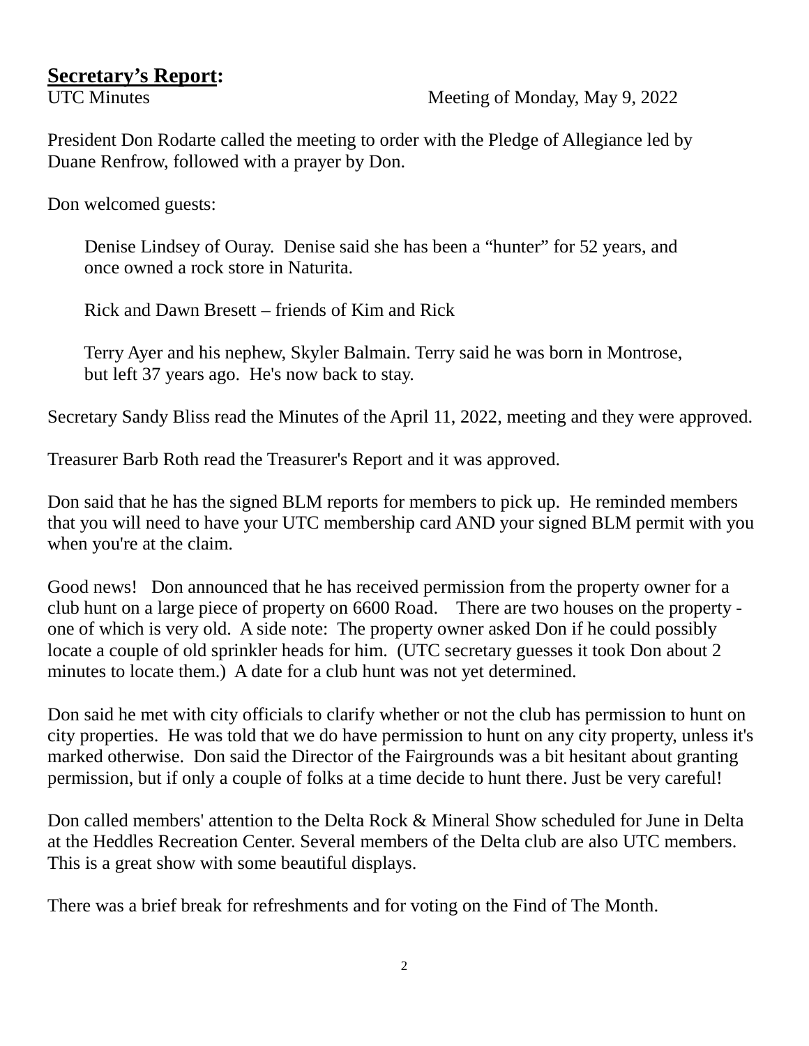## **Secretary's Report:**

UTC Minutes Meeting of Monday, May 9, 2022

President Don Rodarte called the meeting to order with the Pledge of Allegiance led by Duane Renfrow, followed with a prayer by Don.

Don welcomed guests:

> Denise Lindsey of Ouray. Denise said she has been a "hunter" for 52 years, and once owned a rock store in Naturita.
>
> Rick and Dawn Bresett – friends of Kim and Rick
>
> Terry Ayer and his nephew, Skyler Balmain. Terry said he was born in Montrose, but left 37 years ago. He's now back to stay.

Secretary Sandy Bliss read the Minutes of the April 11, 2022, meeting and they were approved.

Treasurer Barb Roth read the Treasurer's Report and it was approved.

Don said that he has the signed BLM reports for members to pick up. He reminded members that you will need to have your UTC membership card AND your signed BLM permit with you when you're at the claim.

Good news! Don announced that he has received permission from the property owner for a club hunt on a large piece of property on 6600 Road. There are two houses on the property - one of which is very old. A side note: The property owner asked Don if he could possibly locate a couple of old sprinkler heads for him. (UTC secretary guesses it took Don about 2 minutes to locate them.) A date for a club hunt was not yet determined.

Don said he met with city officials to clarify whether or not the club has permission to hunt on city properties. He was told that we do have permission to hunt on any city property, unless it's marked otherwise. Don said the Director of the Fairgrounds was a bit hesitant about granting permission, but if only a couple of folks at a time decide to hunt there. Just be very careful!

Don called members' attention to the Delta Rock & Mineral Show scheduled for June in Delta at the Heddles Recreation Center. Several members of the Delta club are also UTC members. This is a great show with some beautiful displays.

There was a brief break for refreshments and for voting on the Find of The Month.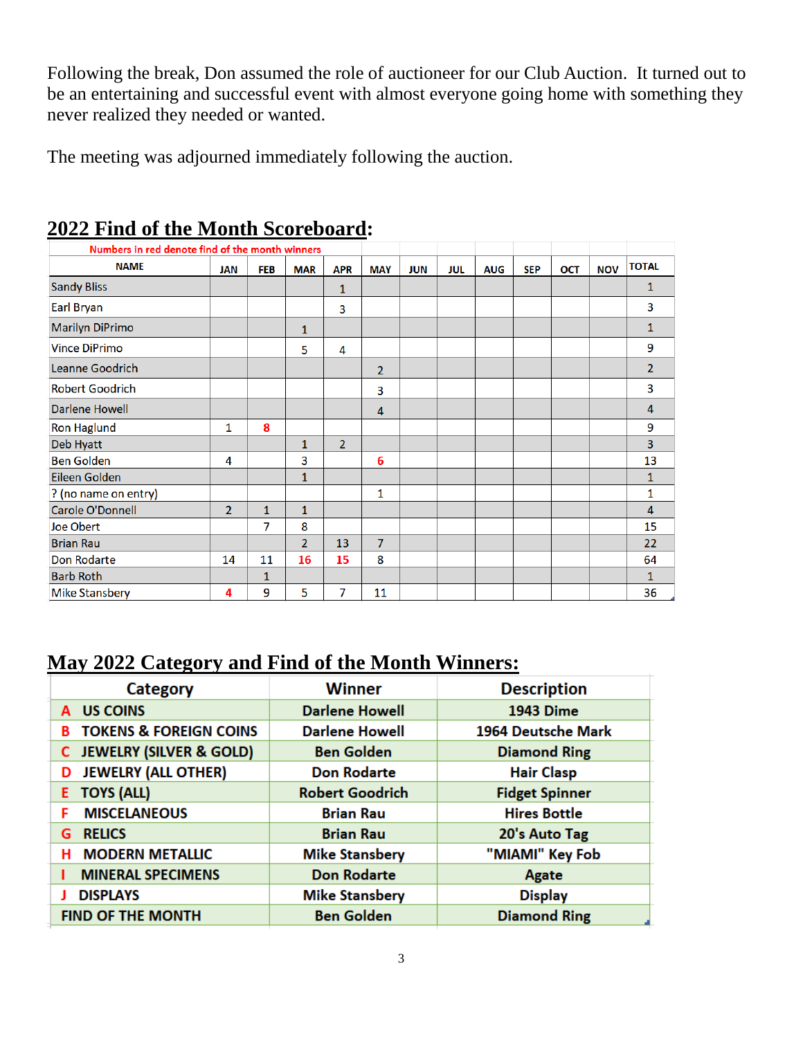Following the break, Don assumed the role of auctioneer for our Club Auction. It turned out to be an entertaining and successful event with almost everyone going home with something they never realized they needed or wanted.

The meeting was adjourned immediately following the auction.

## 2022 Find of the Month Scoreboard:

Numbers in red denote find of the month winners

| NAME | JAN | FEB | MAR | APR | MAY | JUN | JUL | AUG | SEP | OCT | NOV | TOTAL |
|---|---|---|---|---|---|---|---|---|---|---|---|---|
| Sandy Bliss | | | | 1 | | | | | | | | 1 |
| Earl Bryan | | | | 3 | | | | | | | | 3 |
| Marilyn DiPrimo | | | 1 | | | | | | | | | 1 |
| Vince DiPrimo | | | 5 | 4 | | | | | | | | 9 |
| Leanne Goodrich | | | | | 2 | | | | | | | 2 |
| Robert Goodrich | | | | | 3 | | | | | | | 3 |
| Darlene Howell | | | | | 4 | | | | | | | 4 |
| Ron Haglund | 1 | 8 | | | | | | | | | | 9 |
| Deb Hyatt | | | 1 | 2 | | | | | | | | 3 |
| Ben Golden | 4 | | 3 | | 6 | | | | | | | 13 |
| Eileen Golden | | | 1 | | | | | | | | | 1 |
| ? (no name on entry) | | | | | 1 | | | | | | | 1 |
| Carole O'Donnell | 2 | 1 | 1 | | | | | | | | | 4 |
| Joe Obert | | 7 | 8 | | | | | | | | | 15 |
| Brian Rau | | | 2 | 13 | 7 | | | | | | | 22 |
| Don Rodarte | 14 | 11 | 16 | 15 | 8 | | | | | | | 64 |
| Barb Roth | | 1 | | | | | | | | | | 1 |
| Mike Stansbery | 4 | 9 | 5 | 7 | 11 | | | | | | | 36 |

## May 2022 Category and Find of the Month Winners:

| Category | Winner | Description |
|---|---|---|
| A US COINS | Darlene Howell | 1943 Dime |
| B TOKENS & FOREIGN COINS | Darlene Howell | 1964 Deutsche Mark |
| C JEWELRY (SILVER & GOLD) | Ben Golden | Diamond Ring |
| D JEWELRY (ALL OTHER) | Don Rodarte | Hair Clasp |
| E TOYS (ALL) | Robert Goodrich | Fidget Spinner |
| F MISCELANEOUS | Brian Rau | Hires Bottle |
| G RELICS | Brian Rau | 20's Auto Tag |
| H MODERN METALLIC | Mike Stansbery | "MIAMI" Key Fob |
| I MINERAL SPECIMENS | Don Rodarte | Agate |
| J DISPLAYS | Mike Stansbery | Display |
| FIND OF THE MONTH | Ben Golden | Diamond Ring |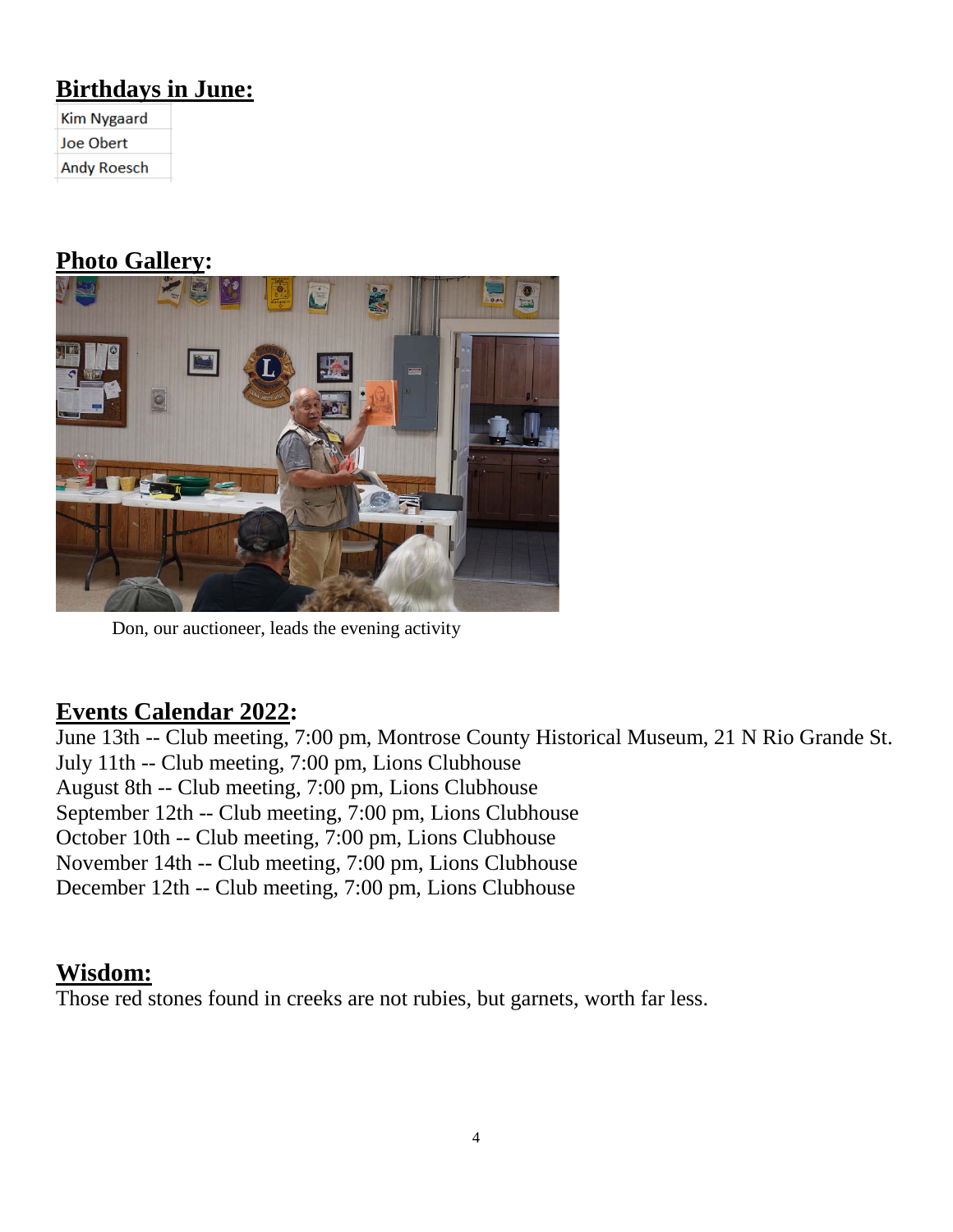## Birthdays in June:

| |
|---|
| Kim Nygaard |
| Joe Obert |
| Andy Roesch |

## Photo Gallery:

Don, our auctioneer, leads the evening activity

## Events Calendar 2022:

June 13th -- Club meeting, 7:00 pm, Montrose County Historical Museum, 21 N Rio Grande St.
July 11th -- Club meeting, 7:00 pm, Lions Clubhouse
August 8th -- Club meeting, 7:00 pm, Lions Clubhouse
September 12th -- Club meeting, 7:00 pm, Lions Clubhouse
October 10th -- Club meeting, 7:00 pm, Lions Clubhouse
November 14th -- Club meeting, 7:00 pm, Lions Clubhouse
December 12th -- Club meeting, 7:00 pm, Lions Clubhouse

## Wisdom:

Those red stones found in creeks are not rubies, but garnets, worth far less.